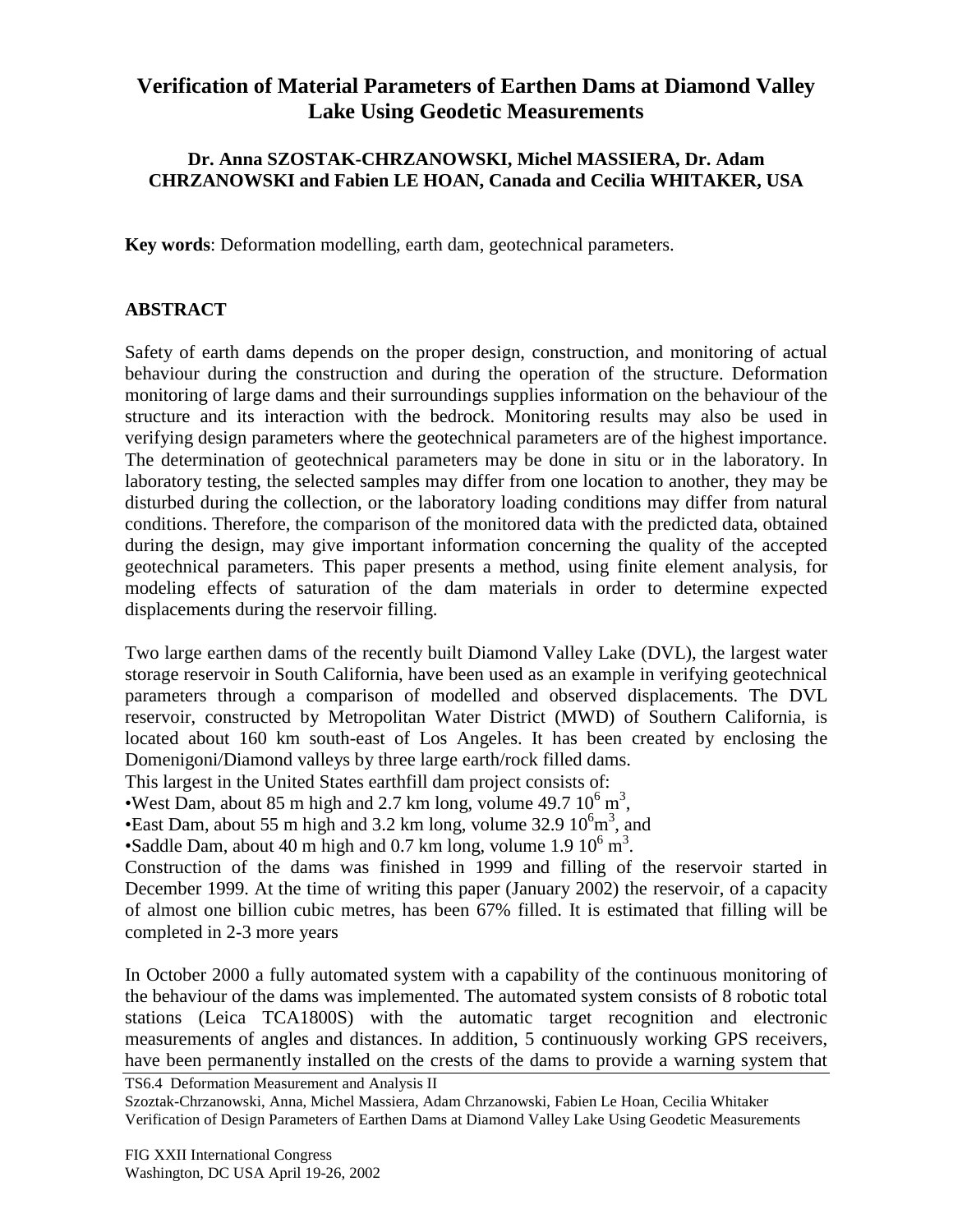# Verification of Material Parameters of Earthen Dams at Diamond Valley Lake Using Geodetic Measurements

**Dr. Anna SZOSTAK-CHRZANOWSKI, Michel MASSIERA, Dr. Adam CHRZANOWSKI and Fabien LE HOAN, Canada and Cecilia WHITAKER, USA**

**Key words**: Deformation modelling, earth dam, geotechnical parameters.

## ABSTRACT

Safety of earth dams depends on the proper design, construction, and monitoring of actual behaviour during the construction and during the operation of the structure. Deformation monitoring of large dams and their surroundings supplies information on the behaviour of the structure and its interaction with the bedrock. Monitoring results may also be used in verifying design parameters where the geotechnical parameters are of the highest importance. The determination of geotechnical parameters may be done in situ or in the laboratory. In laboratory testing, the selected samples may differ from one location to another, they may be disturbed during the collection, or the laboratory loading conditions may differ from natural conditions. Therefore, the comparison of the monitored data with the predicted data, obtained during the design, may give important information concerning the quality of the accepted geotechnical parameters. This paper presents a method, using finite element analysis, for modeling effects of saturation of the dam materials in order to determine expected displacements during the reservoir filling.

Two large earthen dams of the recently built Diamond Valley Lake (DVL), the largest water storage reservoir in South California, have been used as an example in verifying geotechnical parameters through a comparison of modelled and observed displacements. The DVL reservoir, constructed by Metropolitan Water District (MWD) of Southern California, is located about 160 km south-east of Los Angeles. It has been created by enclosing the Domenigoni/Diamond valleys by three large earth/rock filled dams.

This largest in the United States earthfill dam project consists of:

- West Dam, about 85 m high and 2.7 km long, volume 49.7 $10^6$ $m^3$,
- East Dam, about 55 m high and 3.2 km long, volume 32.9 $10^6 m^3$, and
- Saddle Dam, about 40 m high and 0.7 km long, volume 1.9 $10^6$ $m^3$.

Construction of the dams was finished in 1999 and filling of the reservoir started in December 1999. At the time of writing this paper (January 2002) the reservoir, of a capacity of almost one billion cubic metres, has been 67% filled. It is estimated that filling will be completed in 2-3 more years

In October 2000 a fully automated system with a capability of the continuous monitoring of the behaviour of the dams was implemented. The automated system consists of 8 robotic total stations (Leica TCA1800S) with the automatic target recognition and electronic measurements of angles and distances. In addition, 5 continuously working GPS receivers, have been permanently installed on the crests of the dams to provide a warning system that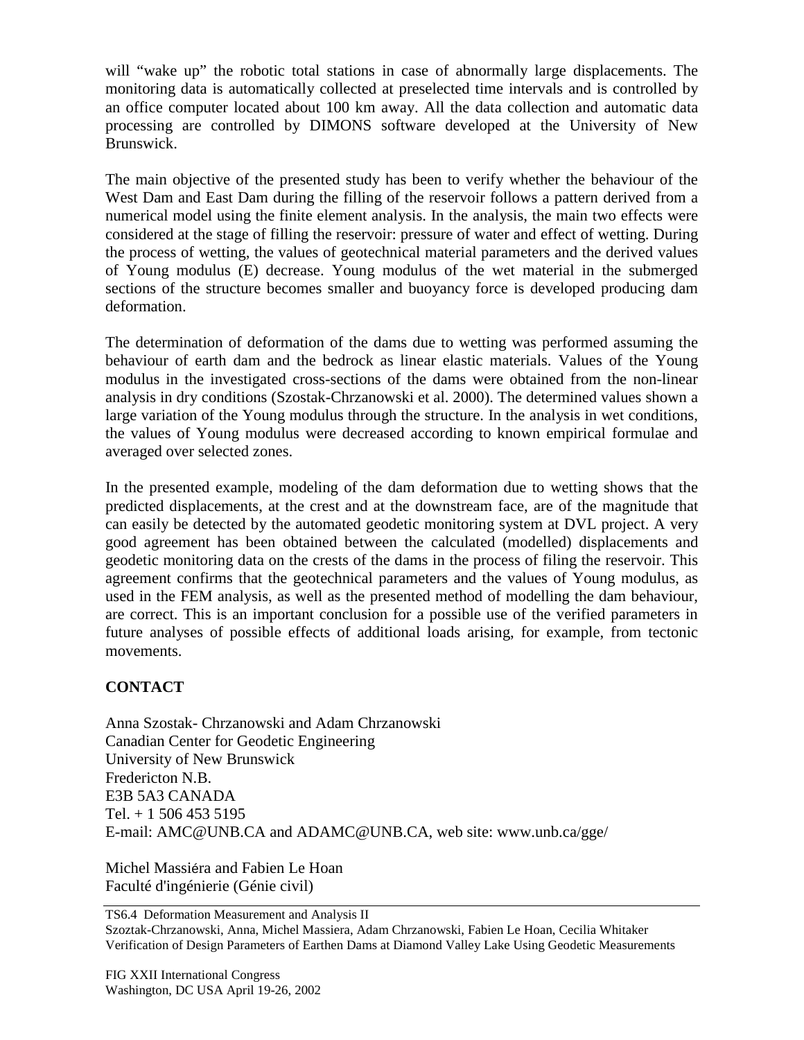will "wake up" the robotic total stations in case of abnormally large displacements. The monitoring data is automatically collected at preselected time intervals and is controlled by an office computer located about 100 km away. All the data collection and automatic data processing are controlled by DIMONS software developed at the University of New Brunswick.

The main objective of the presented study has been to verify whether the behaviour of the West Dam and East Dam during the filling of the reservoir follows a pattern derived from a numerical model using the finite element analysis. In the analysis, the main two effects were considered at the stage of filling the reservoir: pressure of water and effect of wetting. During the process of wetting, the values of geotechnical material parameters and the derived values of Young modulus (E) decrease. Young modulus of the wet material in the submerged sections of the structure becomes smaller and buoyancy force is developed producing dam deformation.

The determination of deformation of the dams due to wetting was performed assuming the behaviour of earth dam and the bedrock as linear elastic materials. Values of the Young modulus in the investigated cross-sections of the dams were obtained from the non-linear analysis in dry conditions (Szostak-Chrzanowski et al. 2000). The determined values shown a large variation of the Young modulus through the structure. In the analysis in wet conditions, the values of Young modulus were decreased according to known empirical formulae and averaged over selected zones.

In the presented example, modeling of the dam deformation due to wetting shows that the predicted displacements, at the crest and at the downstream face, are of the magnitude that can easily be detected by the automated geodetic monitoring system at DVL project. A very good agreement has been obtained between the calculated (modelled) displacements and geodetic monitoring data on the crests of the dams in the process of filing the reservoir. This agreement confirms that the geotechnical parameters and the values of Young modulus, as used in the FEM analysis, as well as the presented method of modelling the dam behaviour, are correct. This is an important conclusion for a possible use of the verified parameters in future analyses of possible effects of additional loads arising, for example, from tectonic movements.

## CONTACT

Anna Szostak- Chrzanowski and Adam Chrzanowski
Canadian Center for Geodetic Engineering
University of New Brunswick
Fredericton N.B.
E3B 5A3 CANADA
Tel. + 1 506 453 5195
E-mail: AMC@UNB.CA and ADAMC@UNB.CA, web site: www.unb.ca/gge/

Michel Massiéra and Fabien Le Hoan
Faculté d'ingénierie (Génie civil)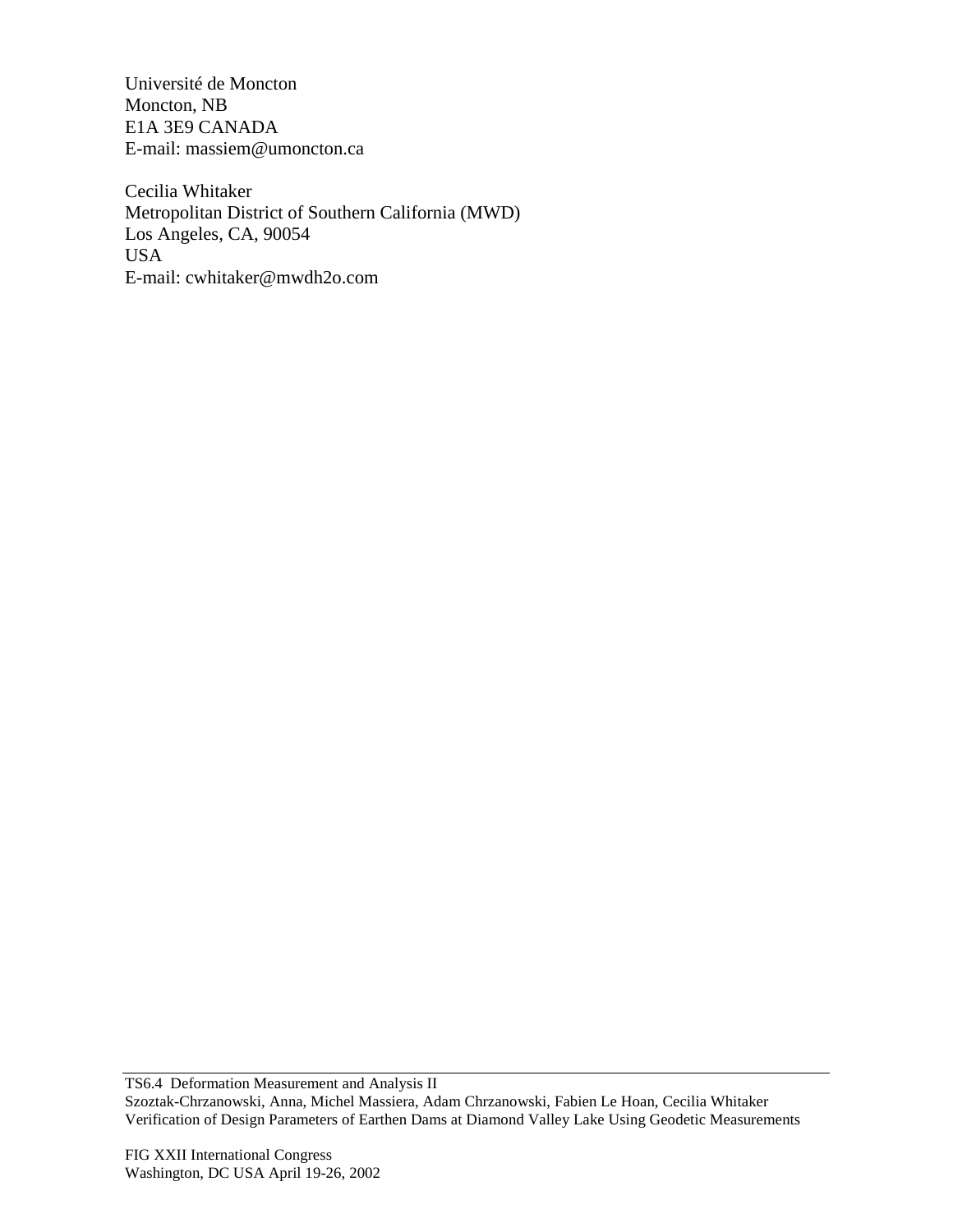Université de Moncton
Moncton, NB
E1A 3E9 CANADA
E-mail: massiem@umoncton.ca

Cecilia Whitaker
Metropolitan District of Southern California (MWD)
Los Angeles, CA, 90054
USA
E-mail: cwhitaker@mwdh2o.com